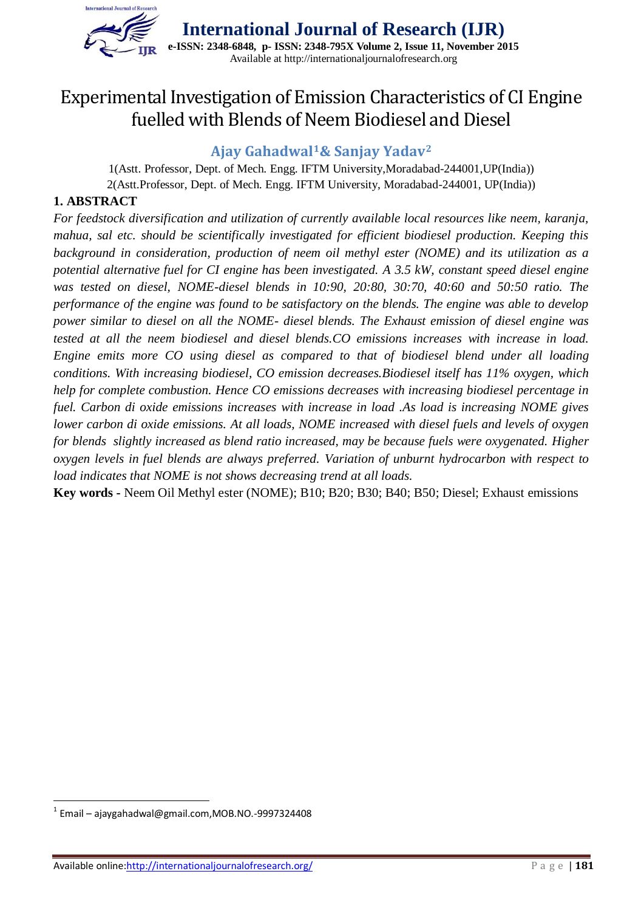# Experimental Investigation of Emission Characteristics of CI Engine fuelled with Blends of Neem Biodiesel and Diesel

**Ajay Gahadwal[1] & Sanjay Yadav[2]**

1(Astt. Professor, Dept. of Mech. Engg. IFTM University,Moradabad-244001,UP(India))

2(Astt.Professor, Dept. of Mech. Engg. IFTM University, Moradabad-244001, UP(India))

## 1. ABSTRACT

*For feedstock diversification and utilization of currently available local resources like neem, karanja, mahua, sal etc. should be scientifically investigated for efficient biodiesel production. Keeping this background in consideration, production of neem oil methyl ester (NOME) and its utilization as a potential alternative fuel for CI engine has been investigated. A 3.5 kW, constant speed diesel engine was tested on diesel, NOME-diesel blends in 10:90, 20:80, 30:70, 40:60 and 50:50 ratio. The performance of the engine was found to be satisfactory on the blends. The engine was able to develop power similar to diesel on all the NOME- diesel blends. The Exhaust emission of diesel engine was tested at all the neem biodiesel and diesel blends.CO emissions increases with increase in load. Engine emits more CO using diesel as compared to that of biodiesel blend under all loading conditions. With increasing biodiesel, CO emission decreases.Biodiesel itself has 11% oxygen, which help for complete combustion. Hence CO emissions decreases with increasing biodiesel percentage in fuel. Carbon di oxide emissions increases with increase in load .As load is increasing NOME gives lower carbon di oxide emissions. At all loads, NOME increased with diesel fuels and levels of oxygen for blends slightly increased as blend ratio increased, may be because fuels were oxygenated. Higher oxygen levels in fuel blends are always preferred. Variation of unburnt hydrocarbon with respect to load indicates that NOME is not shows decreasing trend at all loads.*

**Key words -** Neem Oil Methyl ester (NOME); B10; B20; B30; B40; B50; Diesel; Exhaust emissions

---

[1] Email – ajaygahadwal@gmail.com,MOB.NO.-9997324408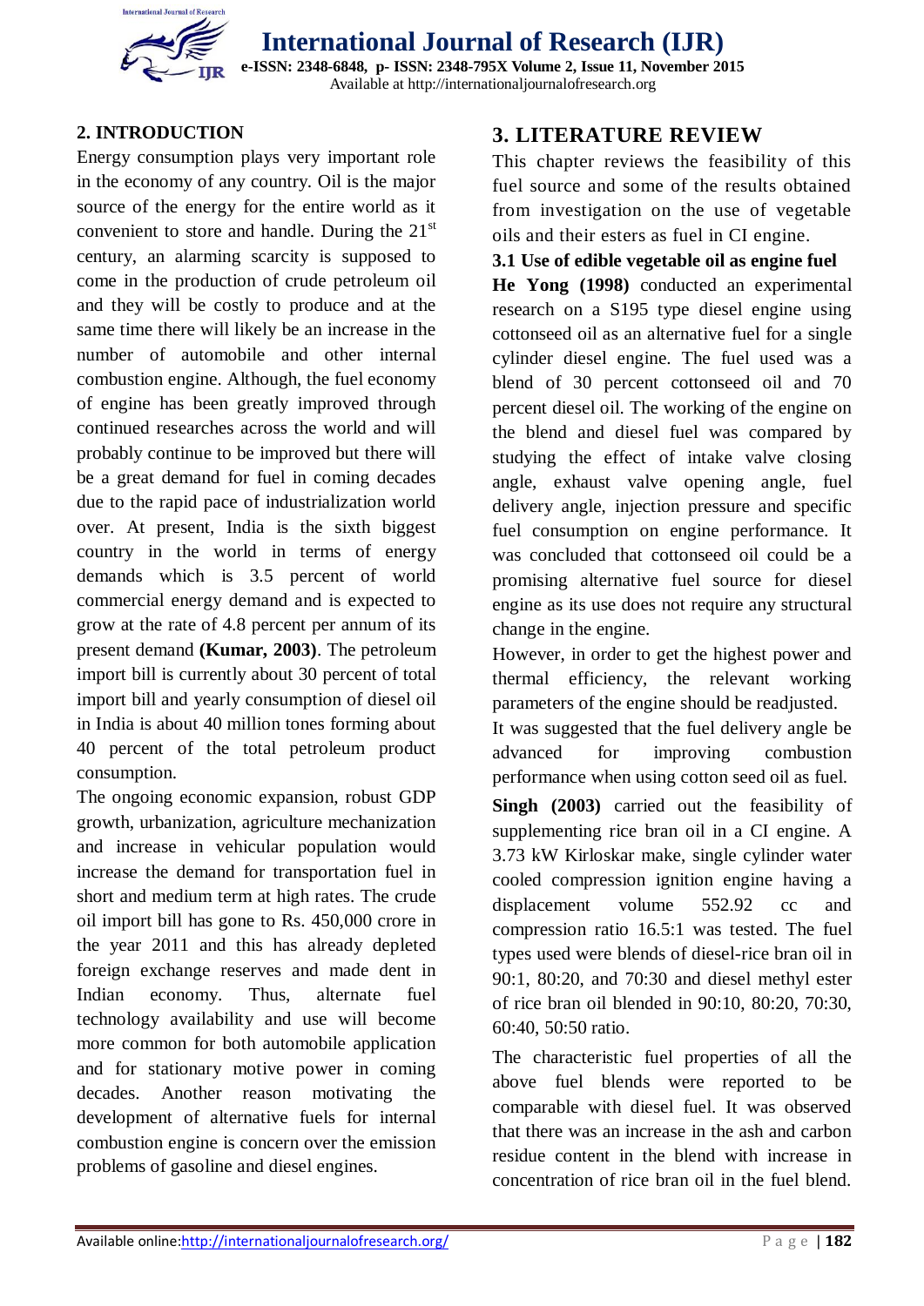## 2. INTRODUCTION

Energy consumption plays very important role in the economy of any country. Oil is the major source of the energy for the entire world as it convenient to store and handle. During the 21$^{st}$ century, an alarming scarcity is supposed to come in the production of crude petroleum oil and they will be costly to produce and at the same time there will likely be an increase in the number of automobile and other internal combustion engine. Although, the fuel economy of engine has been greatly improved through continued researches across the world and will probably continue to be improved but there will be a great demand for fuel in coming decades due to the rapid pace of industrialization world over. At present, India is the sixth biggest country in the world in terms of energy demands which is 3.5 percent of world commercial energy demand and is expected to grow at the rate of 4.8 percent per annum of its present demand **(Kumar, 2003)**. The petroleum import bill is currently about 30 percent of total import bill and yearly consumption of diesel oil in India is about 40 million tones forming about 40 percent of the total petroleum product consumption.

The ongoing economic expansion, robust GDP growth, urbanization, agriculture mechanization and increase in vehicular population would increase the demand for transportation fuel in short and medium term at high rates. The crude oil import bill has gone to Rs. 450,000 crore in the year 2011 and this has already depleted foreign exchange reserves and made dent in Indian economy. Thus, alternate fuel technology availability and use will become more common for both automobile application and for stationary motive power in coming decades. Another reason motivating the development of alternative fuels for internal combustion engine is concern over the emission problems of gasoline and diesel engines.

## 3. LITERATURE REVIEW

This chapter reviews the feasibility of this fuel source and some of the results obtained from investigation on the use of vegetable oils and their esters as fuel in CI engine.

### 3.1 Use of edible vegetable oil as engine fuel

**He Yong (1998)** conducted an experimental research on a S195 type diesel engine using cottonseed oil as an alternative fuel for a single cylinder diesel engine. The fuel used was a blend of 30 percent cottonseed oil and 70 percent diesel oil. The working of the engine on the blend and diesel fuel was compared by studying the effect of intake valve closing angle, exhaust valve opening angle, fuel delivery angle, injection pressure and specific fuel consumption on engine performance. It was concluded that cottonseed oil could be a promising alternative fuel source for diesel engine as its use does not require any structural change in the engine.

However, in order to get the highest power and thermal efficiency, the relevant working parameters of the engine should be readjusted.

It was suggested that the fuel delivery angle be advanced for improving combustion performance when using cotton seed oil as fuel.

**Singh (2003)** carried out the feasibility of supplementing rice bran oil in a CI engine. A 3.73 kW Kirloskar make, single cylinder water cooled compression ignition engine having a displacement volume 552.92 cc and compression ratio 16.5:1 was tested. The fuel types used were blends of diesel-rice bran oil in 90:1, 80:20, and 70:30 and diesel methyl ester of rice bran oil blended in 90:10, 80:20, 70:30, 60:40, 50:50 ratio.

The characteristic fuel properties of all the above fuel blends were reported to be comparable with diesel fuel. It was observed that there was an increase in the ash and carbon residue content in the blend with increase in concentration of rice bran oil in the fuel blend.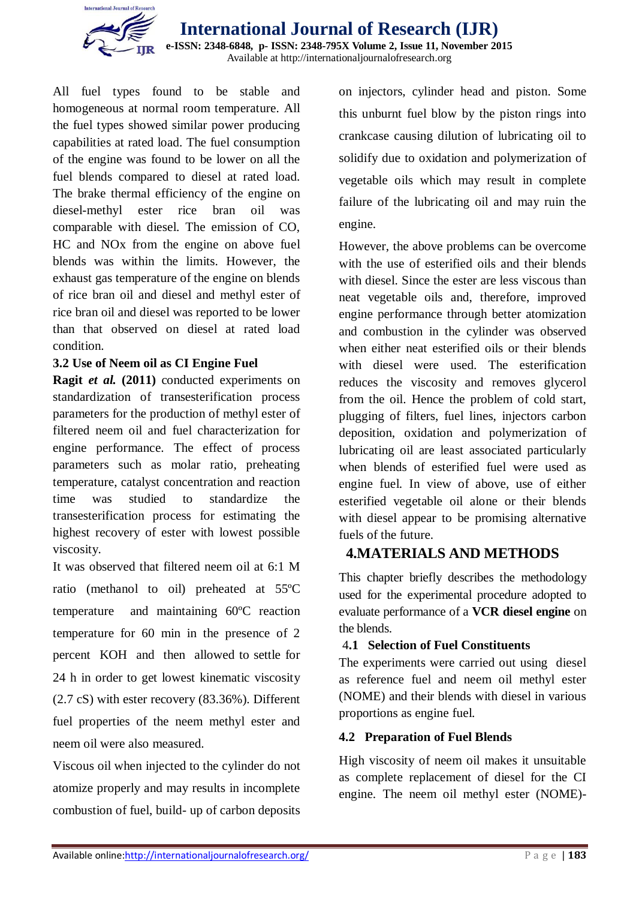All fuel types found to be stable and homogeneous at normal room temperature. All the fuel types showed similar power producing capabilities at rated load. The fuel consumption of the engine was found to be lower on all the fuel blends compared to diesel at rated load. The brake thermal efficiency of the engine on diesel-methyl ester rice bran oil was comparable with diesel. The emission of CO, HC and NOx from the engine on above fuel blends was within the limits. However, the exhaust gas temperature of the engine on blends of rice bran oil and diesel and methyl ester of rice bran oil and diesel was reported to be lower than that observed on diesel at rated load condition.

### 3.2 Use of Neem oil as CI Engine Fuel

**Ragit *et al.* (2011)** conducted experiments on standardization of transesterification process parameters for the production of methyl ester of filtered neem oil and fuel characterization for engine performance. The effect of process parameters such as molar ratio, preheating temperature, catalyst concentration and reaction time was studied to standardize the transesterification process for estimating the highest recovery of ester with lowest possible viscosity.

It was observed that filtered neem oil at 6:1 M ratio (methanol to oil) preheated at 55ºC temperature and maintaining 60ºC reaction temperature for 60 min in the presence of 2 percent KOH and then allowed to settle for 24 h in order to get lowest kinematic viscosity (2.7 cS) with ester recovery (83.36%). Different fuel properties of the neem methyl ester and neem oil were also measured.

Viscous oil when injected to the cylinder do not atomize properly and may results in incomplete combustion of fuel, build- up of carbon deposits on injectors, cylinder head and piston. Some this unburnt fuel blow by the piston rings into crankcase causing dilution of lubricating oil to solidify due to oxidation and polymerization of vegetable oils which may result in complete failure of the lubricating oil and may ruin the engine.

However, the above problems can be overcome with the use of esterified oils and their blends with diesel. Since the ester are less viscous than neat vegetable oils and, therefore, improved engine performance through better atomization and combustion in the cylinder was observed when either neat esterified oils or their blends with diesel were used. The esterification reduces the viscosity and removes glycerol from the oil. Hence the problem of cold start, plugging of filters, fuel lines, injectors carbon deposition, oxidation and polymerization of lubricating oil are least associated particularly when blends of esterified fuel were used as engine fuel. In view of above, use of either esterified vegetable oil alone or their blends with diesel appear to be promising alternative fuels of the future.

## 4. MATERIALS AND METHODS

This chapter briefly describes the methodology used for the experimental procedure adopted to evaluate performance of a **VCR diesel engine** on the blends.

### 4.1 Selection of Fuel Constituents

The experiments were carried out using diesel as reference fuel and neem oil methyl ester (NOME) and their blends with diesel in various proportions as engine fuel.

### 4.2 Preparation of Fuel Blends

High viscosity of neem oil makes it unsuitable as complete replacement of diesel for the CI engine. The neem oil methyl ester (NOME)-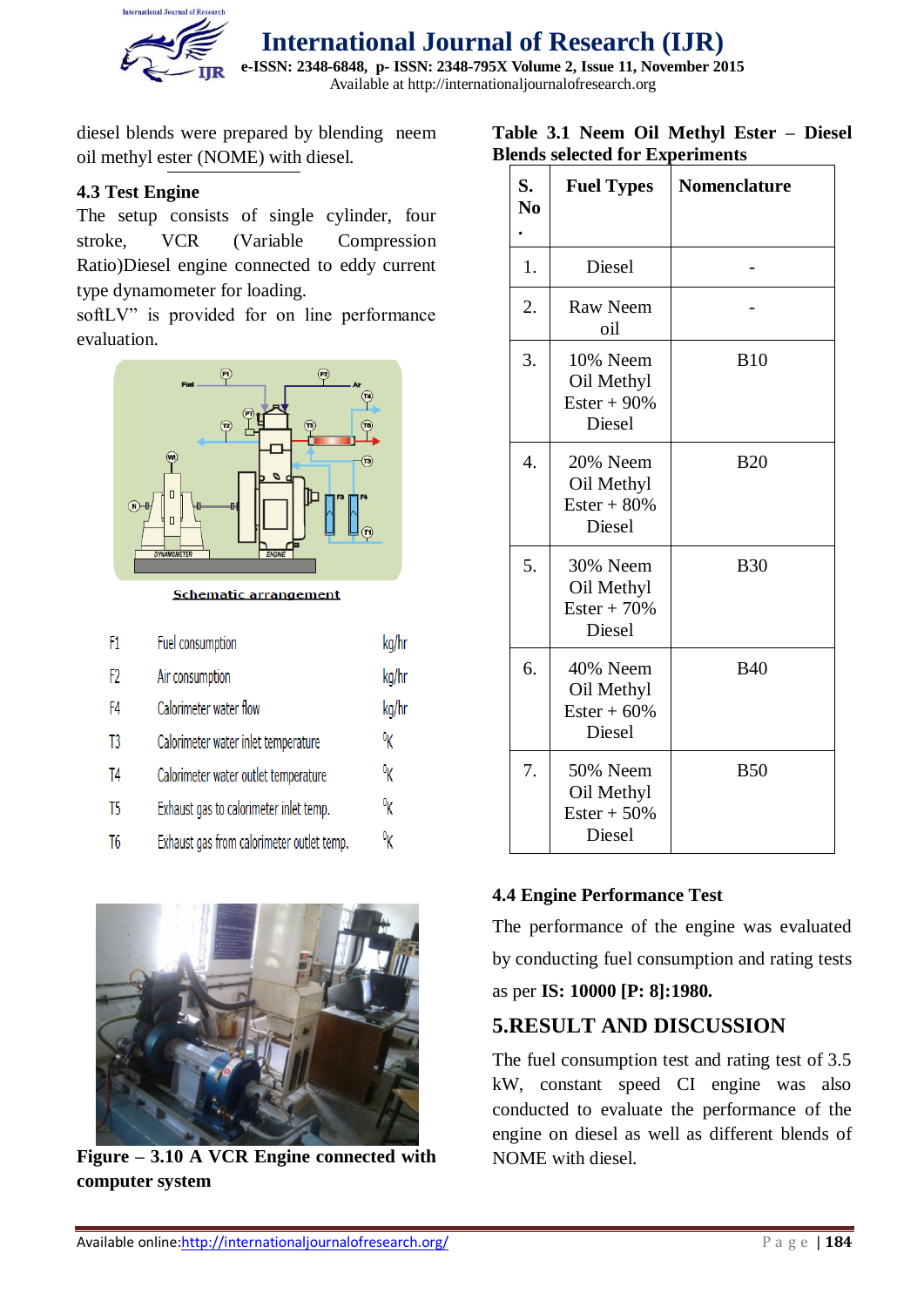diesel blends were prepared by blending neem oil methyl ester (NOME) with diesel.

### 4.3 Test Engine

The setup consists of single cylinder, four stroke, VCR (Variable Compression Ratio)Diesel engine connected to eddy current type dynamometer for loading.

softLV" is provided for on line performance evaluation.

Schematic arrangement

| | | |
|---|---|---|
| F1 | Fuel consumption | kg/hr |
| F2 | Air consumption | kg/hr |
| F4 | Calorimeter water flow | kg/hr |
| T3 | Calorimeter water inlet temperature | °K |
| T4 | Calorimeter water outlet temperature | °K |
| T5 | Exhaust gas to calorimeter inlet temp. | °K |
| T6 | Exhaust gas from calorimeter outlet temp. | °K |

**Figure – 3.10 A VCR Engine connected with computer system**

**Table 3.1 Neem Oil Methyl Ester – Diesel Blends selected for Experiments**

| S. No. | Fuel Types | Nomenclature |
|---|---|---|
| 1. | Diesel | - |
| 2. | Raw Neem oil | - |
| 3. | 10% Neem Oil Methyl Ester + 90% Diesel | B10 |
| 4. | 20% Neem Oil Methyl Ester + 80% Diesel | B20 |
| 5. | 30% Neem Oil Methyl Ester + 70% Diesel | B30 |
| 6. | 40% Neem Oil Methyl Ester + 60% Diesel | B40 |
| 7. | 50% Neem Oil Methyl Ester + 50% Diesel | B50 |

### 4.4 Engine Performance Test

The performance of the engine was evaluated by conducting fuel consumption and rating tests as per **IS: 10000 [P: 8]:1980.**

## 5.RESULT AND DISCUSSION

The fuel consumption test and rating test of 3.5 kW, constant speed CI engine was also conducted to evaluate the performance of the engine on diesel as well as different blends of NOME with diesel.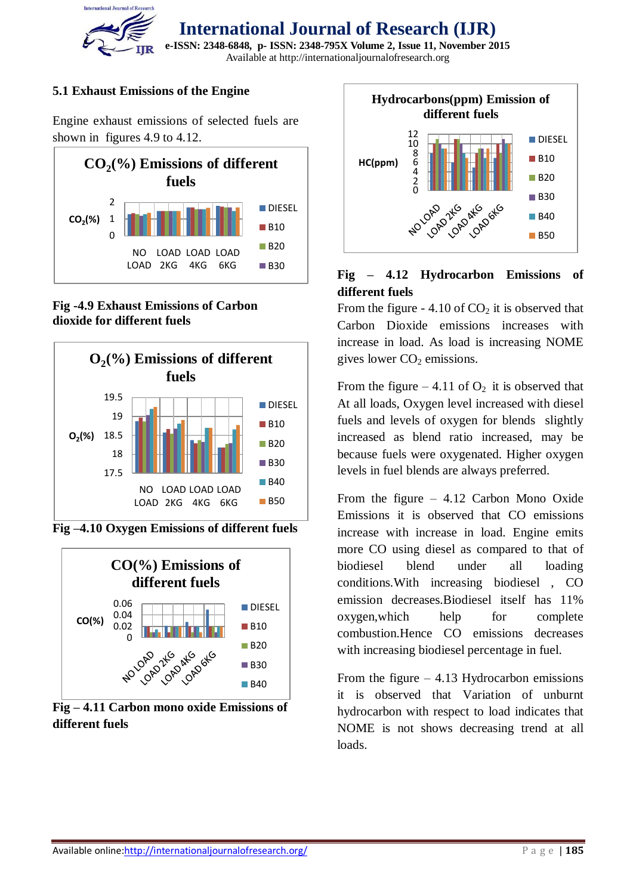### 5.1 Exhaust Emissions of the Engine

Engine exhaust emissions of selected fuels are shown in figures 4.9 to 4.12.

**Fig -4.9 Exhaust Emissions of Carbon dioxide for different fuels**

**Fig –4.10 Oxygen Emissions of different fuels**

**Fig – 4.11 Carbon mono oxide Emissions of different fuels**

**Fig – 4.12 Hydrocarbon Emissions of different fuels**

From the figure - 4.10 of $CO_2$ it is observed that Carbon Dioxide emissions increases with increase in load. As load is increasing NOME gives lower $CO_2$ emissions.

From the figure – 4.11 of $O_2$ it is observed that At all loads, Oxygen level increased with diesel fuels and levels of oxygen for blends slightly increased as blend ratio increased, may be because fuels were oxygenated. Higher oxygen levels in fuel blends are always preferred.

From the figure – 4.12 Carbon Mono Oxide Emissions it is observed that CO emissions increase with increase in load. Engine emits more CO using diesel as compared to that of biodiesel blend under all loading conditions.With increasing biodiesel , CO emission decreases.Biodiesel itself has 11% oxygen,which help for complete combustion.Hence CO emissions decreases with increasing biodiesel percentage in fuel.

From the figure – 4.13 Hydrocarbon emissions it is observed that Variation of unburnt hydrocarbon with respect to load indicates that NOME is not shows decreasing trend at all loads.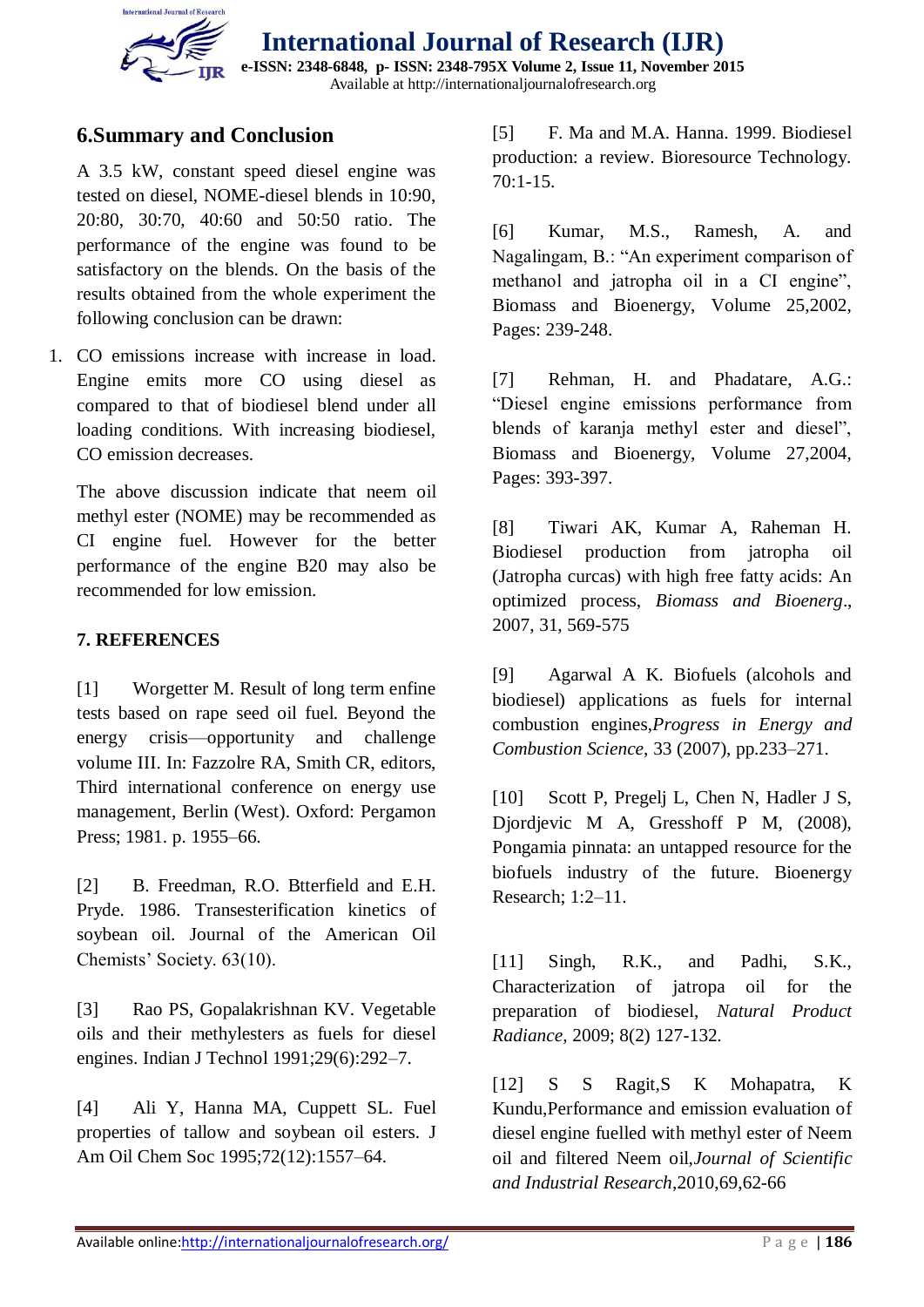## 6.Summary and Conclusion

A 3.5 kW, constant speed diesel engine was tested on diesel, NOME-diesel blends in 10:90, 20:80, 30:70, 40:60 and 50:50 ratio. The performance of the engine was found to be satisfactory on the blends. On the basis of the results obtained from the whole experiment the following conclusion can be drawn:

1. CO emissions increase with increase in load. Engine emits more CO using diesel as compared to that of biodiesel blend under all loading conditions. With increasing biodiesel, CO emission decreases.

The above discussion indicate that neem oil methyl ester (NOME) may be recommended as CI engine fuel. However for the better performance of the engine B20 may also be recommended for low emission.

## 7. REFERENCES

[1] Worgetter M. Result of long term enfine tests based on rape seed oil fuel. Beyond the energy crisis—opportunity and challenge volume III. In: Fazzolre RA, Smith CR, editors, Third international conference on energy use management, Berlin (West). Oxford: Pergamon Press; 1981. p. 1955–66.

[2] B. Freedman, R.O. Btterfield and E.H. Pryde. 1986. Transesterification kinetics of soybean oil. Journal of the American Oil Chemists' Society. 63(10).

[3] Rao PS, Gopalakrishnan KV. Vegetable oils and their methylesters as fuels for diesel engines. Indian J Technol 1991;29(6):292–7.

[4] Ali Y, Hanna MA, Cuppett SL. Fuel properties of tallow and soybean oil esters. J Am Oil Chem Soc 1995;72(12):1557–64.

[5] F. Ma and M.A. Hanna. 1999. Biodiesel production: a review. Bioresource Technology. 70:1-15.

[6] Kumar, M.S., Ramesh, A. and Nagalingam, B.: "An experiment comparison of methanol and jatropha oil in a CI engine", Biomass and Bioenergy, Volume 25,2002, Pages: 239-248.

[7] Rehman, H. and Phadatare, A.G.: "Diesel engine emissions performance from blends of karanja methyl ester and diesel", Biomass and Bioenergy, Volume 27,2004, Pages: 393-397.

[8] Tiwari AK, Kumar A, Raheman H. Biodiesel production from jatropha oil (Jatropha curcas) with high free fatty acids: An optimized process, *Biomass and Bioenerg*., 2007, 31, 569-575

[9] Agarwal A K. Biofuels (alcohols and biodiesel) applications as fuels for internal combustion engines,*Progress in Energy and Combustion Science*, 33 (2007), pp.233–271.

[10] Scott P, Pregelj L, Chen N, Hadler J S, Djordjevic M A, Gresshoff P M, (2008), Pongamia pinnata: an untapped resource for the biofuels industry of the future. Bioenergy Research; 1:2–11.

[11] Singh, R.K., and Padhi, S.K., Characterization of jatropa oil for the preparation of biodiesel, *Natural Product Radiance*, 2009; 8(2) 127-132.

[12] S S Ragit,S K Mohapatra, K Kundu,Performance and emission evaluation of diesel engine fuelled with methyl ester of Neem oil and filtered Neem oil,*Journal of Scientific and Industrial Research*,2010,69,62-66